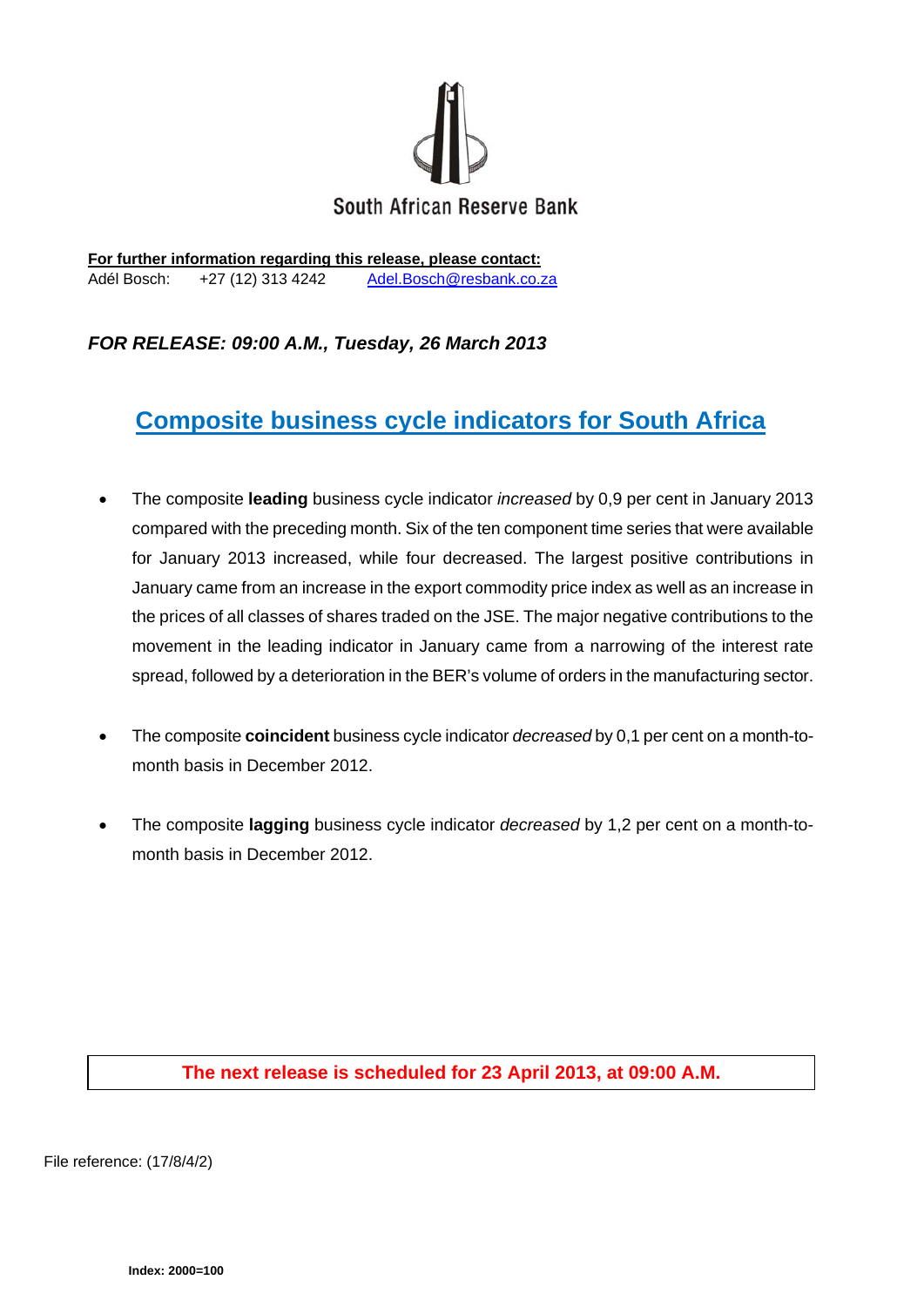South African Reserve Bank

**For further information regarding this release, please contact:**
Adél Bosch: +27 (12) 313 4242 Adel.Bosch@resbank.co.za

***FOR RELEASE: 09:00 A.M., Tuesday, 26 March 2013***

# Composite business cycle indicators for South Africa

- The composite **leading** business cycle indicator *increased* by 0,9 per cent in January 2013 compared with the preceding month. Six of the ten component time series that were available for January 2013 increased, while four decreased. The largest positive contributions in January came from an increase in the export commodity price index as well as an increase in the prices of all classes of shares traded on the JSE. The major negative contributions to the movement in the leading indicator in January came from a narrowing of the interest rate spread, followed by a deterioration in the BER's volume of orders in the manufacturing sector.

- The composite **coincident** business cycle indicator *decreased* by 0,1 per cent on a month-to-month basis in December 2012.

- The composite **lagging** business cycle indicator *decreased* by 1,2 per cent on a month-to-month basis in December 2012.

**The next release is scheduled for 23 April 2013, at 09:00 A.M.**

File reference: (17/8/4/2)

**Index: 2000=100**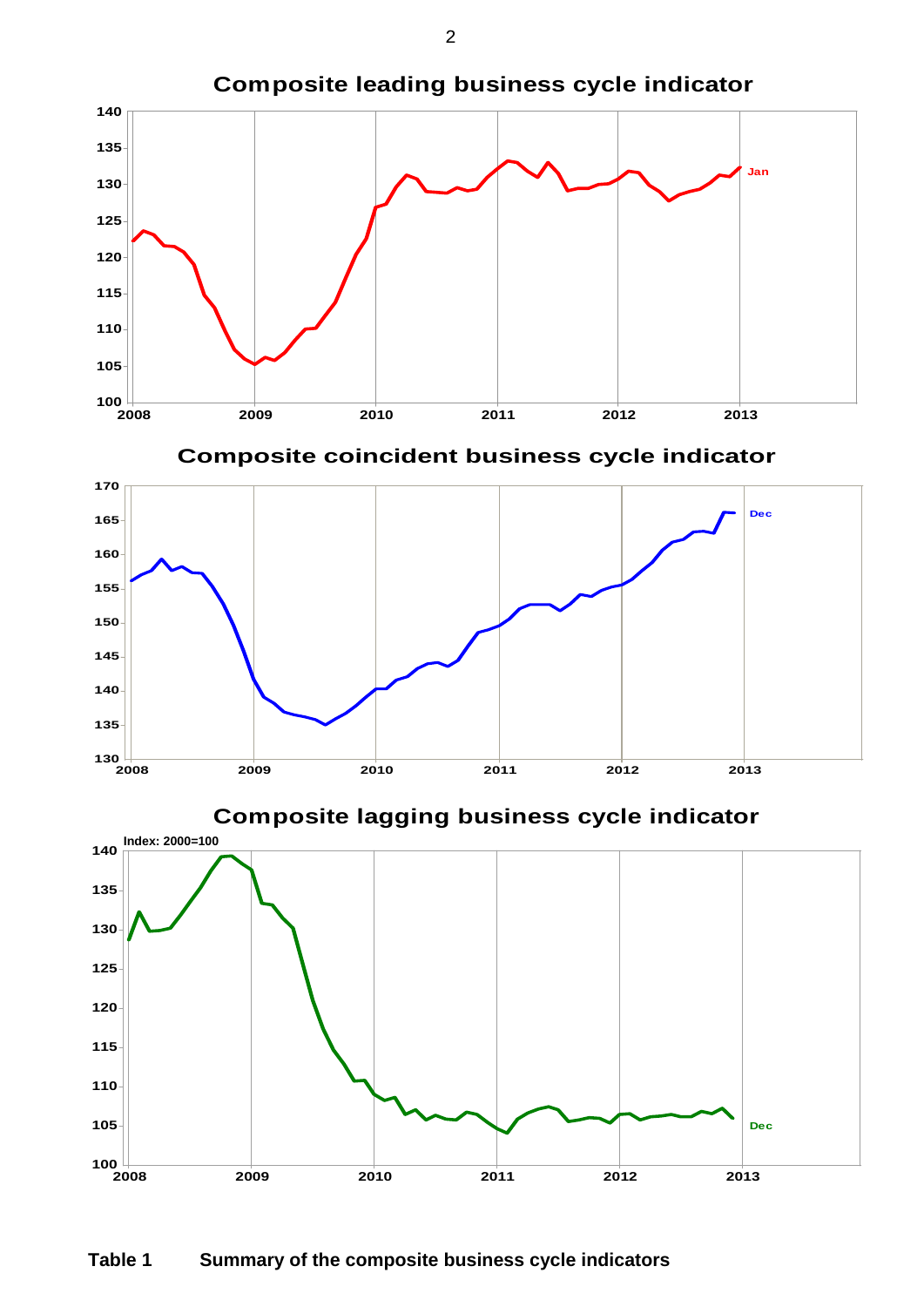## Composite leading business cycle indicator

## Composite coincident business cycle indicator

## Composite lagging business cycle indicator

Index: 2000=100

**Table 1 Summary of the composite business cycle indicators**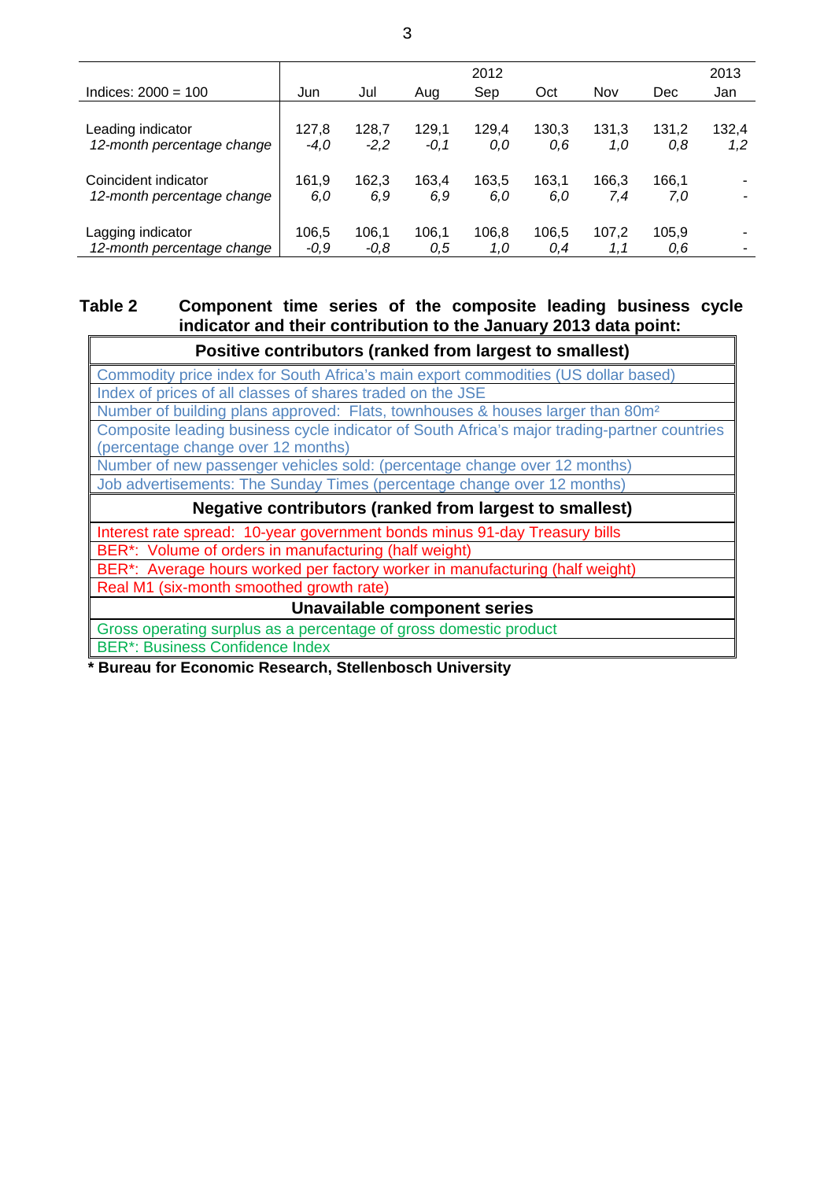| Indices: 2000 = 100 | 2012 Jun | Jul | Aug | Sep | Oct | Nov | Dec | 2013 Jan |
|---|---|---|---|---|---|---|---|---|
| Leading indicator | 127,8 | 128,7 | 129,1 | 129,4 | 130,3 | 131,3 | 131,2 | 132,4 |
| *12-month percentage change* | *-4,0* | *-2,2* | *-0,1* | *0,0* | *0,6* | *1,0* | *0,8* | *1,2* |
| Coincident indicator | 161,9 | 162,3 | 163,4 | 163,5 | 163,1 | 166,3 | 166,1 | - |
| *12-month percentage change* | *6,0* | *6,9* | *6,9* | *6,0* | *6,0* | *7,4* | *7,0* | - |
| Lagging indicator | 106,5 | 106,1 | 106,1 | 106,8 | 106,5 | 107,2 | 105,9 | - |
| *12-month percentage change* | *-0,9* | *-0,8* | *0,5* | *1,0* | *0,4* | *1,1* | *0,6* | - |

**Table 2 Component time series of the composite leading business cycle indicator and their contribution to the January 2013 data point:**

| **Positive contributors (ranked from largest to smallest)** |
|---|
| Commodity price index for South Africa's main export commodities (US dollar based) |
| Index of prices of all classes of shares traded on the JSE |
| Number of building plans approved: Flats, townhouses & houses larger than 80m² |
| Composite leading business cycle indicator of South Africa's major trading-partner countries (percentage change over 12 months) |
| Number of new passenger vehicles sold: (percentage change over 12 months) |
| Job advertisements: The Sunday Times (percentage change over 12 months) |
| **Negative contributors (ranked from largest to smallest)** |
| Interest rate spread: 10-year government bonds minus 91-day Treasury bills |
| BER*: Volume of orders in manufacturing (half weight) |
| BER*: Average hours worked per factory worker in manufacturing (half weight) |
| Real M1 (six-month smoothed growth rate) |
| **Unavailable component series** |
| Gross operating surplus as a percentage of gross domestic product |
| BER*: Business Confidence Index |

**\* Bureau for Economic Research, Stellenbosch University**